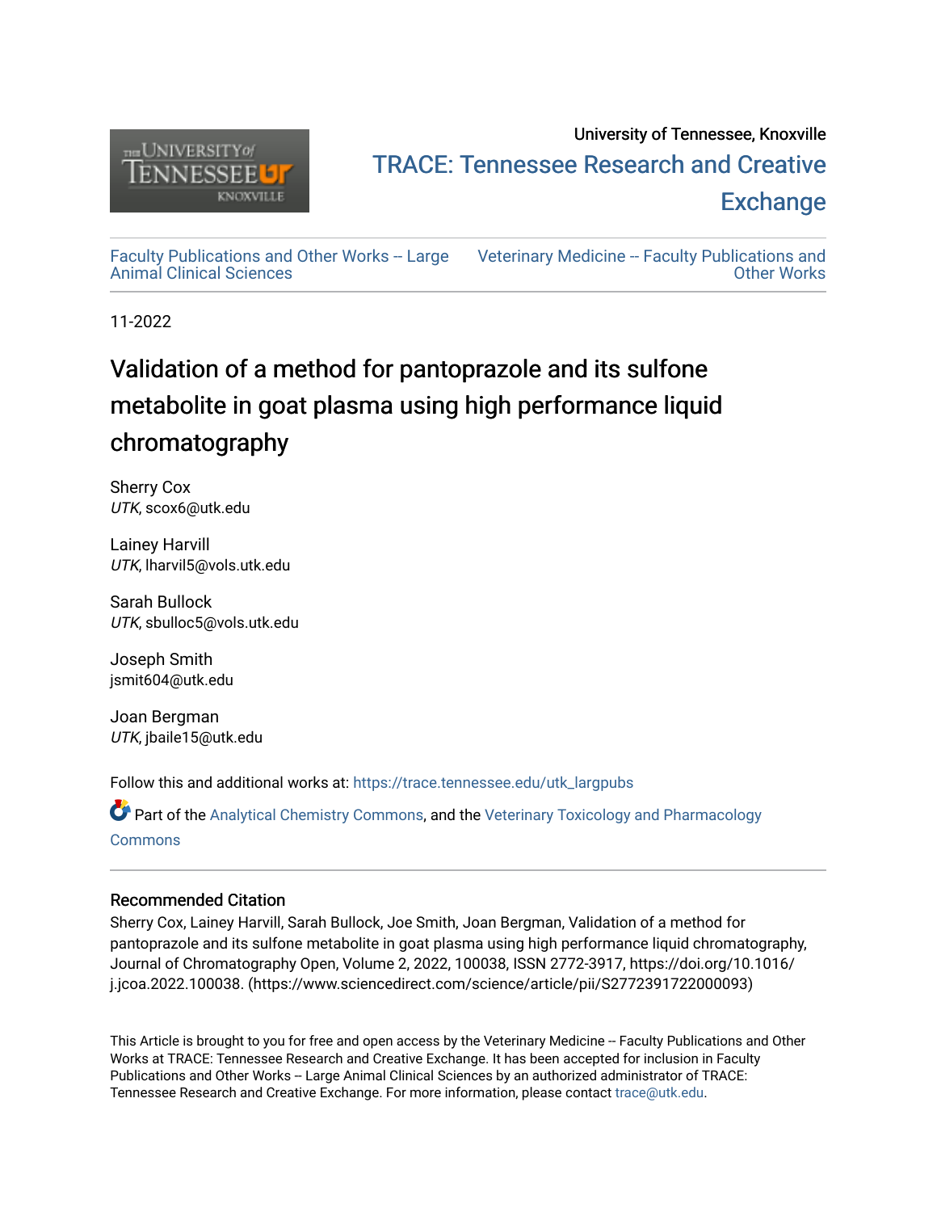University of Tennessee, Knoxville

TRACE: Tennessee Research and Creative Exchange

Faculty Publications and Other Works -- Large Animal Clinical Sciences

Veterinary Medicine -- Faculty Publications and Other Works

11-2022

# Validation of a method for pantoprazole and its sulfone metabolite in goat plasma using high performance liquid chromatography

Sherry Cox
*UTK*, scox6@utk.edu

Lainey Harvill
*UTK*, lharvil5@vols.utk.edu

Sarah Bullock
*UTK*, sbulloc5@vols.utk.edu

Joseph Smith
jsmit604@utk.edu

Joan Bergman
*UTK*, jbaile15@utk.edu

Follow this and additional works at: https://trace.tennessee.edu/utk_largpubs

Part of the Analytical Chemistry Commons, and the Veterinary Toxicology and Pharmacology Commons

## Recommended Citation

Sherry Cox, Lainey Harvill, Sarah Bullock, Joe Smith, Joan Bergman, Validation of a method for pantoprazole and its sulfone metabolite in goat plasma using high performance liquid chromatography, Journal of Chromatography Open, Volume 2, 2022, 100038, ISSN 2772-3917, https://doi.org/10.1016/j.jcoa.2022.100038. (https://www.sciencedirect.com/science/article/pii/S2772391722000093)

This Article is brought to you for free and open access by the Veterinary Medicine -- Faculty Publications and Other Works at TRACE: Tennessee Research and Creative Exchange. It has been accepted for inclusion in Faculty Publications and Other Works -- Large Animal Clinical Sciences by an authorized administrator of TRACE: Tennessee Research and Creative Exchange. For more information, please contact trace@utk.edu.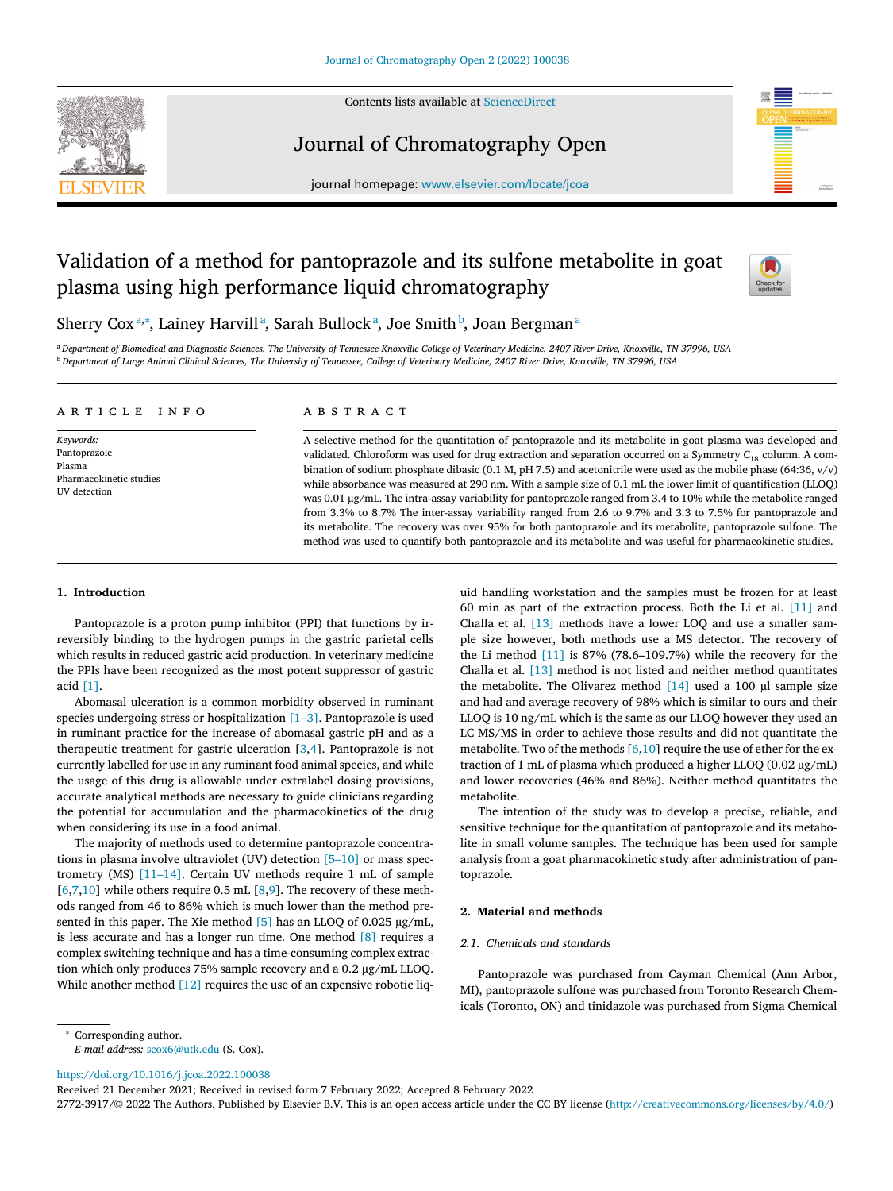# Validation of a method for pantoprazole and its sulfone metabolite in goat plasma using high performance liquid chromatography

Sherry Cox[a,*], Lainey Harvill[a], Sarah Bullock[a], Joe Smith[b], Joan Bergman[a]

[a] Department of Biomedical and Diagnostic Sciences, The University of Tennessee Knoxville College of Veterinary Medicine, 2407 River Drive, Knoxville, TN 37996, USA

[b] Department of Large Animal Clinical Sciences, The University of Tennessee, College of Veterinary Medicine, 2407 River Drive, Knoxville, TN 37996, USA

## ARTICLE INFO

*Keywords:*
Pantoprazole
Plasma
Pharmacokinetic studies
UV detection

## ABSTRACT

A selective method for the quantitation of pantoprazole and its metabolite in goat plasma was developed and validated. Chloroform was used for drug extraction and separation occurred on a Symmetry $C_{18}$ column. A combination of sodium phosphate dibasic (0.1 M, pH 7.5) and acetonitrile were used as the mobile phase (64:36, v/v) while absorbance was measured at 290 nm. With a sample size of 0.1 mL the lower limit of quantification (LLOQ) was 0.01 µg/mL. The intra-assay variability for pantoprazole ranged from 3.4 to 10% while the metabolite ranged from 3.3% to 8.7% The inter-assay variability ranged from 2.6 to 9.7% and 3.3 to 7.5% for pantoprazole and its metabolite. The recovery was over 95% for both pantoprazole and its metabolite, pantoprazole sulfone. The method was used to quantify both pantoprazole and its metabolite and was useful for pharmacokinetic studies.

## 1. Introduction

Pantoprazole is a proton pump inhibitor (PPI) that functions by irreversibly binding to the hydrogen pumps in the gastric parietal cells which results in reduced gastric acid production. In veterinary medicine the PPIs have been recognized as the most potent suppressor of gastric acid [1].

Abomasal ulceration is a common morbidity observed in ruminant species undergoing stress or hospitalization [1–3]. Pantoprazole is used in ruminant practice for the increase of abomasal gastric pH and as a therapeutic treatment for gastric ulceration [3,4]. Pantoprazole is not currently labelled for use in any ruminant food animal species, and while the usage of this drug is allowable under extralabel dosing provisions, accurate analytical methods are necessary to guide clinicians regarding the potential for accumulation and the pharmacokinetics of the drug when considering its use in a food animal.

The majority of methods used to determine pantoprazole concentrations in plasma involve ultraviolet (UV) detection [5–10] or mass spectrometry (MS) [11–14]. Certain UV methods require 1 mL of sample [6,7,10] while others require 0.5 mL [8,9]. The recovery of these methods ranged from 46 to 86% which is much lower than the method presented in this paper. The Xie method [5] has an LLOQ of 0.025 µg/mL, is less accurate and has a longer run time. One method [8] requires a complex switching technique and has a time-consuming complex extraction which only produces 75% sample recovery and a 0.2 µg/mL LLOQ. While another method [12] requires the use of an expensive robotic liquid handling workstation and the samples must be frozen for at least 60 min as part of the extraction process. Both the Li et al. [11] and Challa et al. [13] methods have a lower LOQ and use a smaller sample size however, both methods use a MS detector. The recovery of the Li method [11] is 87% (78.6–109.7%) while the recovery for the Challa et al. [13] method is not listed and neither method quantitates the metabolite. The Olivarez method [14] used a 100 µl sample size and had and average recovery of 98% which is similar to ours and their LLOQ is 10 ng/mL which is the same as our LLOQ however they used an LC MS/MS in order to achieve those results and did not quantitate the metabolite. Two of the methods [6,10] require the use of ether for the extraction of 1 mL of plasma which produced a higher LLOQ (0.02 µg/mL) and lower recoveries (46% and 86%). Neither method quantitates the metabolite.

The intention of the study was to develop a precise, reliable, and sensitive technique for the quantitation of pantoprazole and its metabolite in small volume samples. The technique has been used for sample analysis from a goat pharmacokinetic study after administration of pantoprazole.

## 2. Material and methods

### 2.1. Chemicals and standards

Pantoprazole was purchased from Cayman Chemical (Ann Arbor, MI), pantoprazole sulfone was purchased from Toronto Research Chemicals (Toronto, ON) and tinidazole was purchased from Sigma Chemical

* Corresponding author.
*E-mail address:* scox6@utk.edu (S. Cox).

https://doi.org/10.1016/j.jcoa.2022.100038
Received 21 December 2021; Received in revised form 7 February 2022; Accepted 8 February 2022
2772-3917/© 2022 The Authors. Published by Elsevier B.V. This is an open access article under the CC BY license (http://creativecommons.org/licenses/by/4.0/)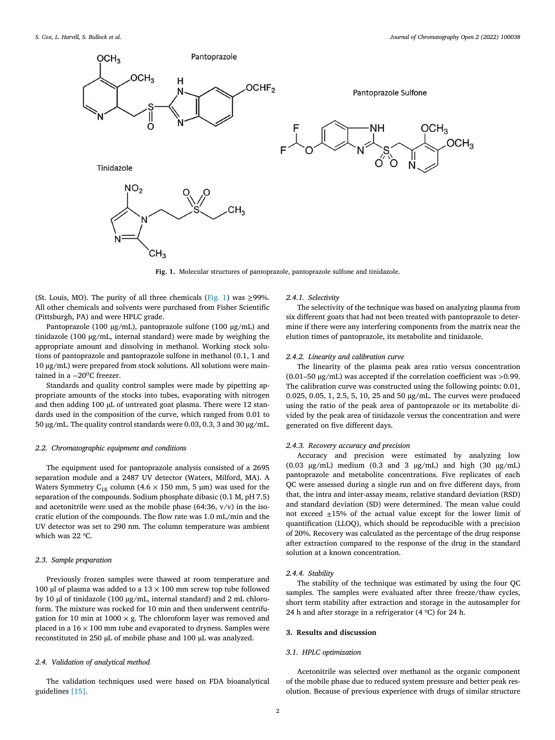Fig. 1. Molecular structures of pantoprazole, pantoprazole sulfone and tinidazole.

(St. Louis, MO). The purity of all three chemicals (Fig. 1) was ≥99%. All other chemicals and solvents were purchased from Fisher Scientific (Pittsburgh, PA) and were HPLC grade.

Pantoprazole (100 µg/mL), pantoprazole sulfone (100 µg/mL) and tinidazole (100 µg/mL, internal standard) were made by weighing the appropriate amount and dissolving in methanol. Working stock solutions of pantoprazole and pantoprazole sulfone in methanol (0.1, 1 and 10 µg/mL) were prepared from stock solutions. All solutions were maintained in a $-20^0$C freezer.

Standards and quality control samples were made by pipetting appropriate amounts of the stocks into tubes, evaporating with nitrogen and then adding 100 µL of untreated goat plasma. There were 12 standards used in the composition of the curve, which ranged from 0.01 to 50 µg/mL. The quality control standards were 0.03, 0.3, 3 and 30 µg/mL.

### 2.2. Chromatographic equipment and conditions

The equipment used for pantoprazole analysis consisted of a 2695 separation module and a 2487 UV detector (Waters, Milford, MA). A Waters Symmetry $C_{18}$ column (4.6 × 150 mm, 5 µm) was used for the separation of the compounds. Sodium phosphate dibasic (0.1 M, pH 7.5) and acetonitrile were used as the mobile phase (64:36, v/v) in the isocratic elution of the compounds. The flow rate was 1.0 mL/min and the UV detector was set to 290 nm. The column temperature was ambient which was 22 ºC.

### 2.3. Sample preparation

Previously frozen samples were thawed at room temperature and 100 µl of plasma was added to a 13 × 100 mm screw top tube followed by 10 µl of tinidazole (100 µg/mL, internal standard) and 2 mL chloroform. The mixture was rocked for 10 min and then underwent centrifugation for 10 min at 1000 × g. The chloroform layer was removed and placed in a 16 × 100 mm tube and evaporated to dryness. Samples were reconstituted in 250 µL of mobile phase and 100 µL was analyzed.

### 2.4. Validation of analytical method

The validation techniques used were based on FDA bioanalytical guidelines [15].

#### 2.4.1. Selectivity

The selectivity of the technique was based on analyzing plasma from six different goats that had not been treated with pantoprazole to determine if there were any interfering components from the matrix near the elution times of pantoprazole, its metabolite and tinidazole.

#### 2.4.2. Linearity and calibration curve

The linearity of the plasma peak area ratio versus concentration (0.01–50 µg/mL) was accepted if the correlation coefficient was >0.99. The calibration curve was constructed using the following points: 0.01, 0.025, 0.05, 1, 2.5, 5, 10, 25 and 50 µg/mL. The curves were produced using the ratio of the peak area of pantoprazole or its metabolite divided by the peak area of tinidazole versus the concentration and were generated on five different days.

#### 2.4.3. Recovery accuracy and precision

Accuracy and precision were estimated by analyzing low (0.03 µg/mL) medium (0.3 and 3 µg/mL) and high (30 µg/mL) pantoprazole and metabolite concentrations. Five replicates of each QC were assessed during a single run and on five different days, from that, the intra and inter-assay means, relative standard deviation (RSD) and standard deviation (SD) were determined. The mean value could not exceed ±15% of the actual value except for the lower limit of quantification (LLOQ), which should be reproducible with a precision of 20%. Recovery was calculated as the percentage of the drug response after extraction compared to the response of the drug in the standard solution at a known concentration.

#### 2.4.4. Stability

The stability of the technique was estimated by using the four QC samples. The samples were evaluated after three freeze/thaw cycles, short term stability after extraction and storage in the autosampler for 24 h and after storage in a refrigerator (4 ºC) for 24 h.

## 3. Results and discussion

### 3.1. HPLC optimization

Acetonitrile was selected over methanol as the organic component of the mobile phase due to reduced system pressure and better peak resolution. Because of previous experience with drugs of similar structure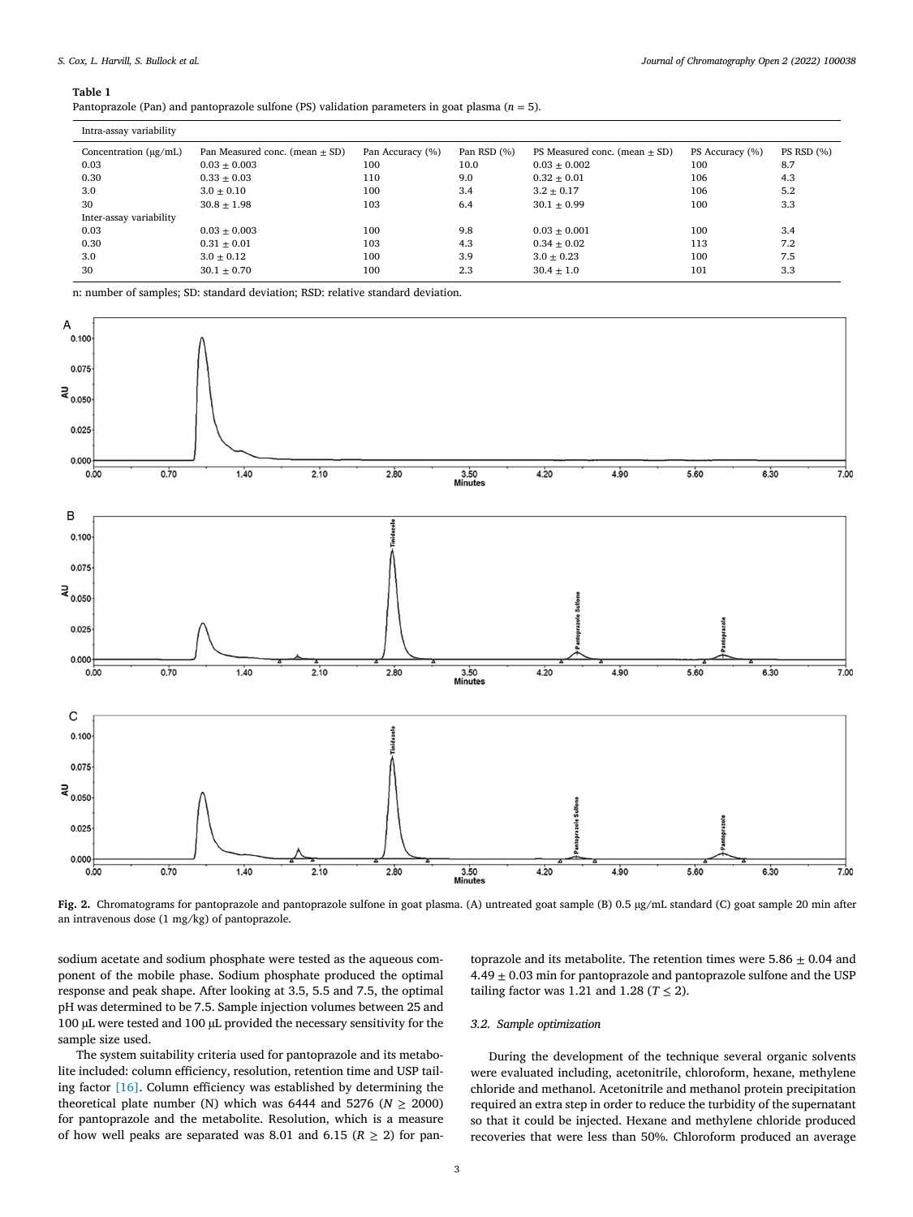**Table 1**
Pantoprazole (Pan) and pantoprazole sulfone (PS) validation parameters in goat plasma ($n = 5$).

| Intra-assay variability | | | | | | |
|---|---|---|---|---|---|---|
| Concentration (μg/mL) | Pan Measured conc. (mean ± SD) | Pan Accuracy (%) | Pan RSD (%) | PS Measured conc. (mean ± SD) | PS Accuracy (%) | PS RSD (%) |
| 0.03 | 0.03 ± 0.003 | 100 | 10.0 | 0.03 ± 0.002 | 100 | 8.7 |
| 0.30 | 0.33 ± 0.03 | 110 | 9.0 | 0.32 ± 0.01 | 106 | 4.3 |
| 3.0 | 3.0 ± 0.10 | 100 | 3.4 | 3.2 ± 0.17 | 106 | 5.2 |
| 30 | 30.8 ± 1.98 | 103 | 6.4 | 30.1 ± 0.99 | 100 | 3.3 |
| Inter-assay variability | | | | | | |
| 0.03 | 0.03 ± 0.003 | 100 | 9.8 | 0.03 ± 0.001 | 100 | 3.4 |
| 0.30 | 0.31 ± 0.01 | 103 | 4.3 | 0.34 ± 0.02 | 113 | 7.2 |
| 3.0 | 3.0 ± 0.12 | 100 | 3.9 | 3.0 ± 0.23 | 100 | 7.5 |
| 30 | 30.1 ± 0.70 | 100 | 2.3 | 30.4 ± 1.0 | 101 | 3.3 |

n: number of samples; SD: standard deviation; RSD: relative standard deviation.

**Fig. 2.** Chromatograms for pantoprazole and pantoprazole sulfone in goat plasma. (A) untreated goat sample (B) 0.5 μg/mL standard (C) goat sample 20 min after an intravenous dose (1 mg/kg) of pantoprazole.

sodium acetate and sodium phosphate were tested as the aqueous component of the mobile phase. Sodium phosphate produced the optimal response and peak shape. After looking at 3.5, 5.5 and 7.5, the optimal pH was determined to be 7.5. Sample injection volumes between 25 and 100 μL were tested and 100 μL provided the necessary sensitivity for the sample size used.

The system suitability criteria used for pantoprazole and its metabolite included: column efficiency, resolution, retention time and USP tailing factor [16]. Column efficiency was established by determining the theoretical plate number (N) which was 6444 and 5276 ($N \geq 2000$) for pantoprazole and the metabolite. Resolution, which is a measure of how well peaks are separated was 8.01 and 6.15 ($R \geq 2$) for pantoprazole and its metabolite. The retention times were 5.86 ± 0.04 and 4.49 ± 0.03 min for pantoprazole and pantoprazole sulfone and the USP tailing factor was 1.21 and 1.28 ($T \leq 2$).

### 3.2. Sample optimization

During the development of the technique several organic solvents were evaluated including, acetonitrile, chloroform, hexane, methylene chloride and methanol. Acetonitrile and methanol protein precipitation required an extra step in order to reduce the turbidity of the supernatant so that it could be injected. Hexane and methylene chloride produced recoveries that were less than 50%. Chloroform produced an average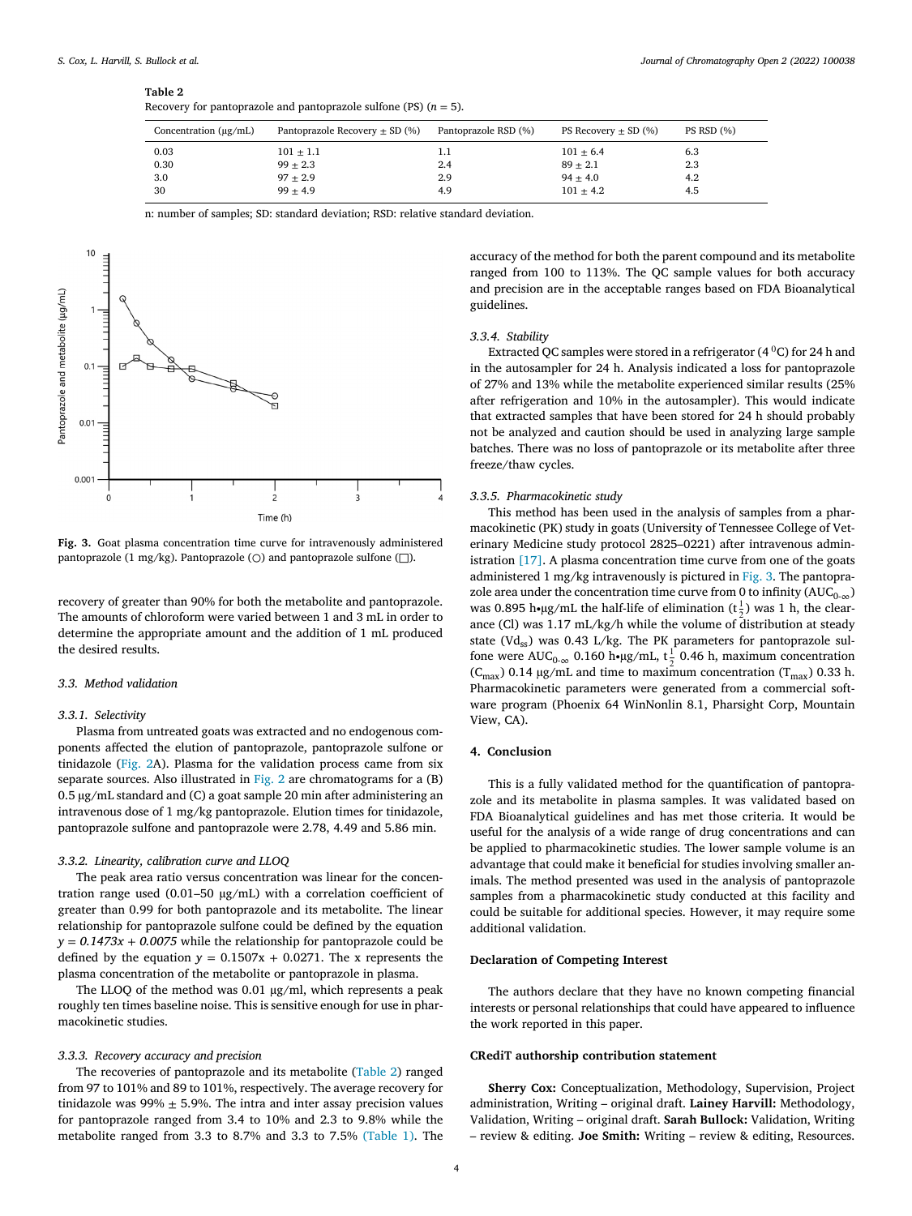**Table 2**
Recovery for pantoprazole and pantoprazole sulfone (PS) ($n$ = 5).

| Concentration (μg/mL) | Pantoprazole Recovery ± SD (%) | Pantoprazole RSD (%) | PS Recovery ± SD (%) | PS RSD (%) |
|---|---|---|---|---|
| 0.03 | 101 ± 1.1 | 1.1 | 101 ± 6.4 | 6.3 |
| 0.30 | 99 ± 2.3 | 2.4 | 89 ± 2.1 | 2.3 |
| 3.0 | 97 ± 2.9 | 2.9 | 94 ± 4.0 | 4.2 |
| 30 | 99 ± 4.9 | 4.9 | 101 ± 4.2 | 4.5 |

n: number of samples; SD: standard deviation; RSD: relative standard deviation.

**Fig. 3.** Goat plasma concentration time curve for intravenously administered pantoprazole (1 mg/kg). Pantoprazole (○) and pantoprazole sulfone (□).

recovery of greater than 90% for both the metabolite and pantoprazole. The amounts of chloroform were varied between 1 and 3 mL in order to determine the appropriate amount and the addition of 1 mL produced the desired results.

### 3.3. Method validation

#### 3.3.1. Selectivity

Plasma from untreated goats was extracted and no endogenous components affected the elution of pantoprazole, pantoprazole sulfone or tinidazole (Fig. 2A). Plasma for the validation process came from six separate sources. Also illustrated in Fig. 2 are chromatograms for a (B) 0.5 μg/mL standard and (C) a goat sample 20 min after administering an intravenous dose of 1 mg/kg pantoprazole. Elution times for tinidazole, pantoprazole sulfone and pantoprazole were 2.78, 4.49 and 5.86 min.

#### 3.3.2. Linearity, calibration curve and LLOQ

The peak area ratio versus concentration was linear for the concentration range used (0.01–50 μg/mL) with a correlation coefficient of greater than 0.99 for both pantoprazole and its metabolite. The linear relationship for pantoprazole sulfone could be defined by the equation $y = 0.1473x + 0.0075$ while the relationship for pantoprazole could be defined by the equation $y = 0.1507x + 0.0271$. The x represents the plasma concentration of the metabolite or pantoprazole in plasma.

The LLOQ of the method was 0.01 μg/ml, which represents a peak roughly ten times baseline noise. This is sensitive enough for use in pharmacokinetic studies.

#### 3.3.3. Recovery accuracy and precision

The recoveries of pantoprazole and its metabolite (Table 2) ranged from 97 to 101% and 89 to 101%, respectively. The average recovery for tinidazole was 99% ± 5.9%. The intra and inter assay precision values for pantoprazole ranged from 3.4 to 10% and 2.3 to 9.8% while the metabolite ranged from 3.3 to 8.7% and 3.3 to 7.5% (Table 1). The accuracy of the method for both the parent compound and its metabolite ranged from 100 to 113%. The QC sample values for both accuracy and precision are in the acceptable ranges based on FDA Bioanalytical guidelines.

#### 3.3.4. Stability

Extracted QC samples were stored in a refrigerator (4 $^0$C) for 24 h and in the autosampler for 24 h. Analysis indicated a loss for pantoprazole of 27% and 13% while the metabolite experienced similar results (25% after refrigeration and 10% in the autosampler). This would indicate that extracted samples that have been stored for 24 h should probably not be analyzed and caution should be used in analyzing large sample batches. There was no loss of pantoprazole or its metabolite after three freeze/thaw cycles.

#### 3.3.5. Pharmacokinetic study

This method has been used in the analysis of samples from a pharmacokinetic (PK) study in goats (University of Tennessee College of Veterinary Medicine study protocol 2825–0221) after intravenous administration [17]. A plasma concentration time curve from one of the goats administered 1 mg/kg intravenously is pictured in Fig. 3. The pantoprazole area under the concentration time curve from 0 to infinity ($AUC_{0\text{-}\infty}$) was 0.895 h•μg/mL the half-life of elimination ($t_{\frac{1}{2}}$) was 1 h, the clearance (Cl) was 1.17 mL/kg/h while the volume of distribution at steady state ($Vd_{ss}$) was 0.43 L/kg. The PK parameters for pantoprazole sulfone were $AUC_{0\text{-}\infty}$ 0.160 h•μg/mL, $t_{\frac{1}{2}}$ 0.46 h, maximum concentration ($C_{max}$) 0.14 μg/mL and time to maximum concentration ($T_{max}$) 0.33 h. Pharmacokinetic parameters were generated from a commercial software program (Phoenix 64 WinNonlin 8.1, Pharsight Corp, Mountain View, CA).

## 4. Conclusion

This is a fully validated method for the quantification of pantoprazole and its metabolite in plasma samples. It was validated based on FDA Bioanalytical guidelines and has met those criteria. It would be useful for the analysis of a wide range of drug concentrations and can be applied to pharmacokinetic studies. The lower sample volume is an advantage that could make it beneficial for studies involving smaller animals. The method presented was used in the analysis of pantoprazole samples from a pharmacokinetic study conducted at this facility and could be suitable for additional species. However, it may require some additional validation.

## Declaration of Competing Interest

The authors declare that they have no known competing financial interests or personal relationships that could have appeared to influence the work reported in this paper.

## CRediT authorship contribution statement

**Sherry Cox:** Conceptualization, Methodology, Supervision, Project administration, Writing – original draft. **Lainey Harvill:** Methodology, Validation, Writing – original draft. **Sarah Bullock:** Validation, Writing – review & editing. **Joe Smith:** Writing – review & editing, Resources.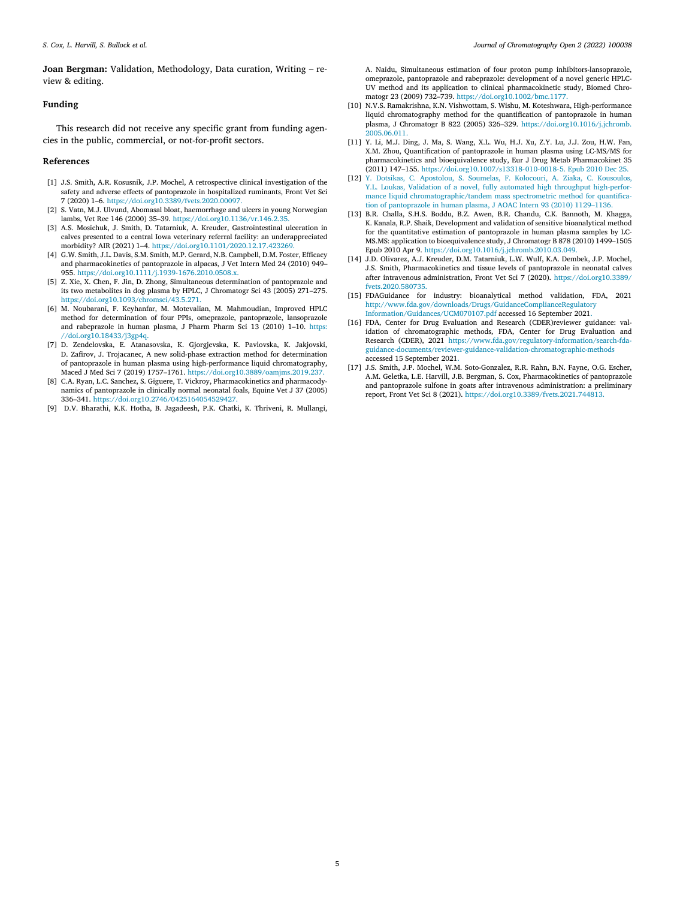**Joan Bergman:** Validation, Methodology, Data curation, Writing – review & editing.

## Funding

This research did not receive any specific grant from funding agencies in the public, commercial, or not-for-profit sectors.

## References

[1] J.S. Smith, A.R. Kosusnik, J.P. Mochel, A retrospective clinical investigation of the safety and adverse effects of pantoprazole in hospitalized ruminants, Front Vet Sci 7 (2020) 1–6. https://doi.org10.3389/fvets.2020.00097.

[2] S. Vatn, M.J. Ulvund, Abomasal bloat, haemorrhage and ulcers in young Norwegian lambs, Vet Rec 146 (2000) 35–39. https://doi.org10.1136/vr.146.2.35.

[3] A.S. Mosichuk, J. Smith, D. Tatarniuk, A. Kreuder, Gastrointestinal ulceration in calves presented to a central Iowa veterinary referral facility: an underappreciated morbidity? AIR (2021) 1–4. https://doi.org10.1101/2020.12.17.423269.

[4] G.W. Smith, J.L. Davis, S.M. Smith, M.P. Gerard, N.B. Campbell, D.M. Foster, Efficacy and pharmacokinetics of pantoprazole in alpacas, J Vet Intern Med 24 (2010) 949–955. https://doi.org10.1111/j.1939-1676.2010.0508.x.

[5] Z. Xie, X. Chen, F. Jin, D. Zhong, Simultaneous determination of pantoprazole and its two metabolites in dog plasma by HPLC, J Chromatogr Sci 43 (2005) 271–275. https://doi.org10.1093/chromsci/43.5.271.

[6] M. Noubarani, F. Keyhanfar, M. Motevalian, M. Mahmoudian, Improved HPLC method for determination of four PPIs, omeprazole, pantoprazole, lansoprazole and rabeprazole in human plasma, J Pharm Pharm Sci 13 (2010) 1–10. https://doi.org10.18433/j3gp4q.

[7] D. Zendelovska, E. Atanasovska, K. Gjorgjevska, K. Pavlovska, K. Jakjovski, D. Zafirov, J. Trojacanec, A new solid-phase extraction method for determination of pantoprazole in human plasma using high-performance liquid chromatography, Maced J Med Sci 7 (2019) 1757–1761. https://doi.org10.3889/oamjms.2019.237.

[8] C.A. Ryan, L.C. Sanchez, S. Giguere, T. Vickroy, Pharmacokinetics and pharmacodynamics of pantoprazole in clinically normal neonatal foals, Equine Vet J 37 (2005) 336–341. https://doi.org10.2746/0425164054529427.

[9] D.V. Bharathi, K.K. Hotha, B. Jagadeesh, P.K. Chatki, K. Thriveni, R. Mullangi, A. Naidu, Simultaneous estimation of four proton pump inhibitors-lansoprazole, omeprazole, pantoprazole and rabeprazole: development of a novel generic HPLC-UV method and its application to clinical pharmacokinetic study, Biomed Chromatogr 23 (2009) 732–739. https://doi.org10.1002/bmc.1177.

[10] N.V.S. Ramakrishna, K.N. Vishwottam, S. Wishu, M. Koteshwara, High-performance liquid chromatography method for the quantification of pantoprazole in human plasma, J Chromatogr B 822 (2005) 326–329. https://doi.org10.1016/j.jchromb.2005.06.011.

[11] Y. Li, M.J. Ding, J. Ma, S. Wang, X.L. Wu, H.J. Xu, Z.Y. Lu, J.J. Zou, H.W. Fan, X.M. Zhou, Quantification of pantoprazole in human plasma using LC-MS/MS for pharmacokinetics and bioequivalence study, Eur J Drug Metab Pharmacokinet 35 (2011) 147–155. https://doi.org10.1007/s13318-010-0018-5. Epub 2010 Dec 25.

[12] Y. Dotsikas, C. Apostolou, S. Soumelas, F. Kolocouri, A. Ziaka, C. Kousoulos, Y.L. Loukas, Validation of a novel, fully automated high throughput high-performance liquid chromatographic/tandem mass spectrometric method for quantification of pantoprazole in human plasma, J AOAC Intern 93 (2010) 1129–1136.

[13] B.R. Challa, S.H.S. Boddu, B.Z. Awen, B.R. Chandu, C.K. Bannoth, M. Khagga, K. Kanala, R.P. Shaik, Development and validation of sensitive bioanalytical method for the quantitative estimation of pantoprazole in human plasma samples by LC-MS.MS: application to bioequivalence study, J Chromatogr B 878 (2010) 1499–1505 Epub 2010 Apr 9. https://doi.org10.1016/j.jchromb.2010.03.049.

[14] J.D. Olivarez, A.J. Kreuder, D.M. Tatarniuk, L.W. Wulf, K.A. Dembek, J.P. Mochel, J.S. Smith, Pharmacokinetics and tissue levels of pantoprazole in neonatal calves after intravenous administration, Front Vet Sci 7 (2020). https://doi.org10.3389/fvets.2020.580735.

[15] FDAGuidance for industry: bioanalytical method validation, FDA, 2021 http://www.fda.gov/downloads/Drugs/GuidanceComplianceRegulatoryInformation/Guidances/UCM070107.pdf accessed 16 September 2021.

[16] FDA, Center for Drug Evaluation and Research (CDER)reviewer guidance: validation of chromatographic methods, FDA, Center for Drug Evaluation and Research (CDER), 2021 https://www.fda.gov/regulatory-information/search-fda-guidance-documents/reviewer-guidance-validation-chromatographic-methods accessed 15 September 2021.

[17] J.S. Smith, J.P. Mochel, W.M. Soto-Gonzalez, R.R. Rahn, B.N. Fayne, O.G. Escher, A.M. Geletka, L.E. Harvill, J.B. Bergman, S. Cox, Pharmacokinetics of pantoprazole and pantoprazole sulfone in goats after intravenous administration: a preliminary report, Front Vet Sci 8 (2021). https://doi.org10.3389/fvets.2021.744813.